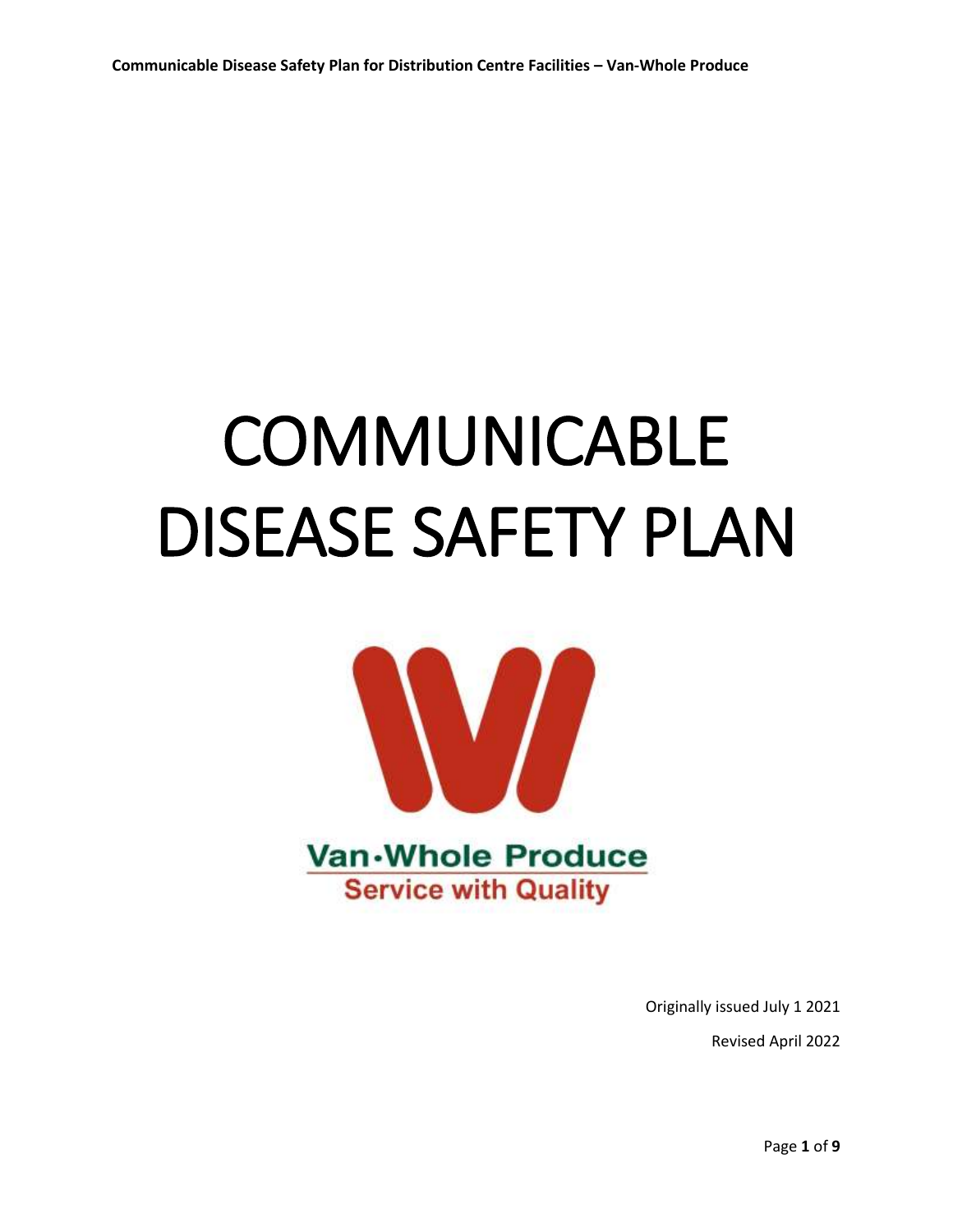# COMMUNICABLE DISEASE SAFETY PLAN

Van·Whole Produce

Service with Quality

Originally issued July 1 2021

Revised April 2022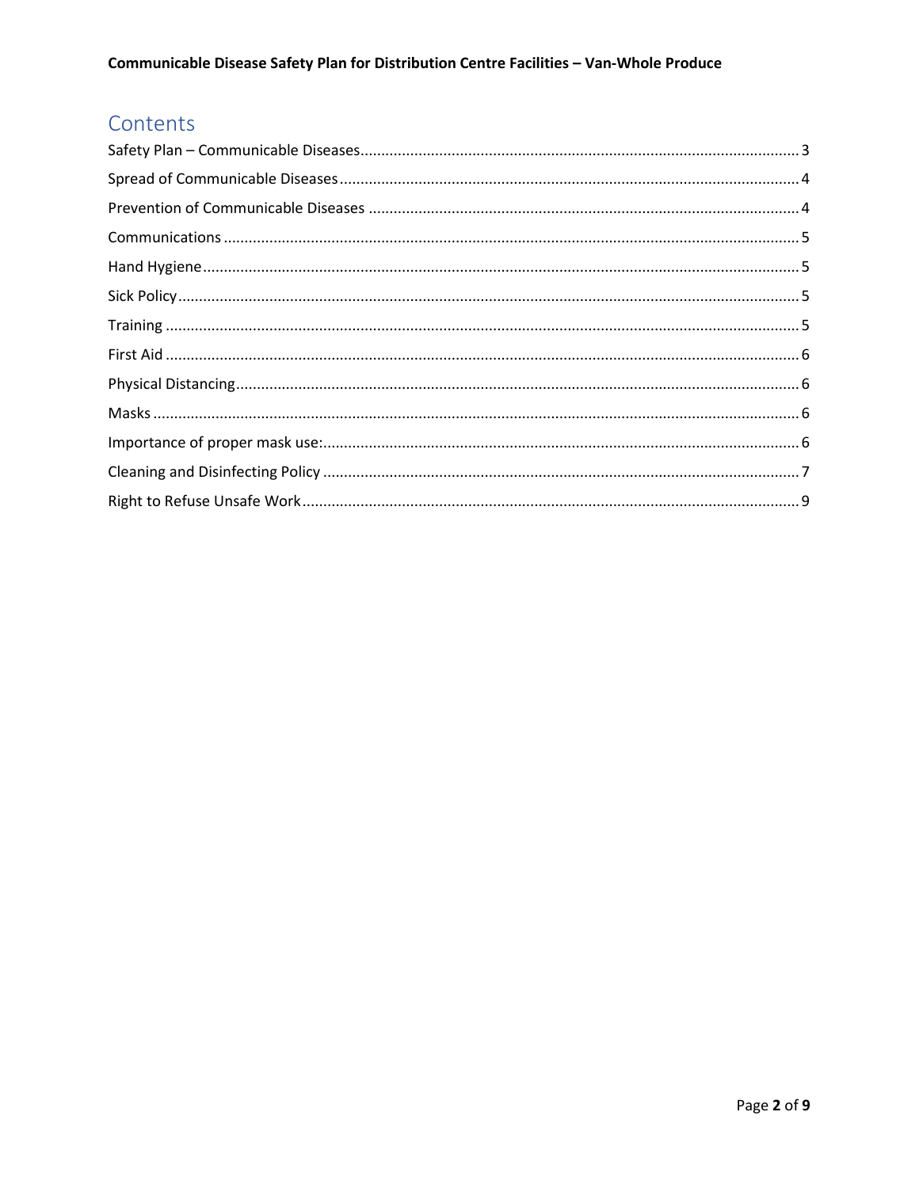# Contents

Safety Plan – Communicable Diseases .......... 3

Spread of Communicable Diseases .......... 4

Prevention of Communicable Diseases .......... 4

Communications .......... 5

Hand Hygiene .......... 5

Sick Policy .......... 5

Training .......... 5

First Aid .......... 6

Physical Distancing .......... 6

Masks .......... 6

Importance of proper mask use: .......... 6

Cleaning and Disinfecting Policy .......... 7

Right to Refuse Unsafe Work .......... 9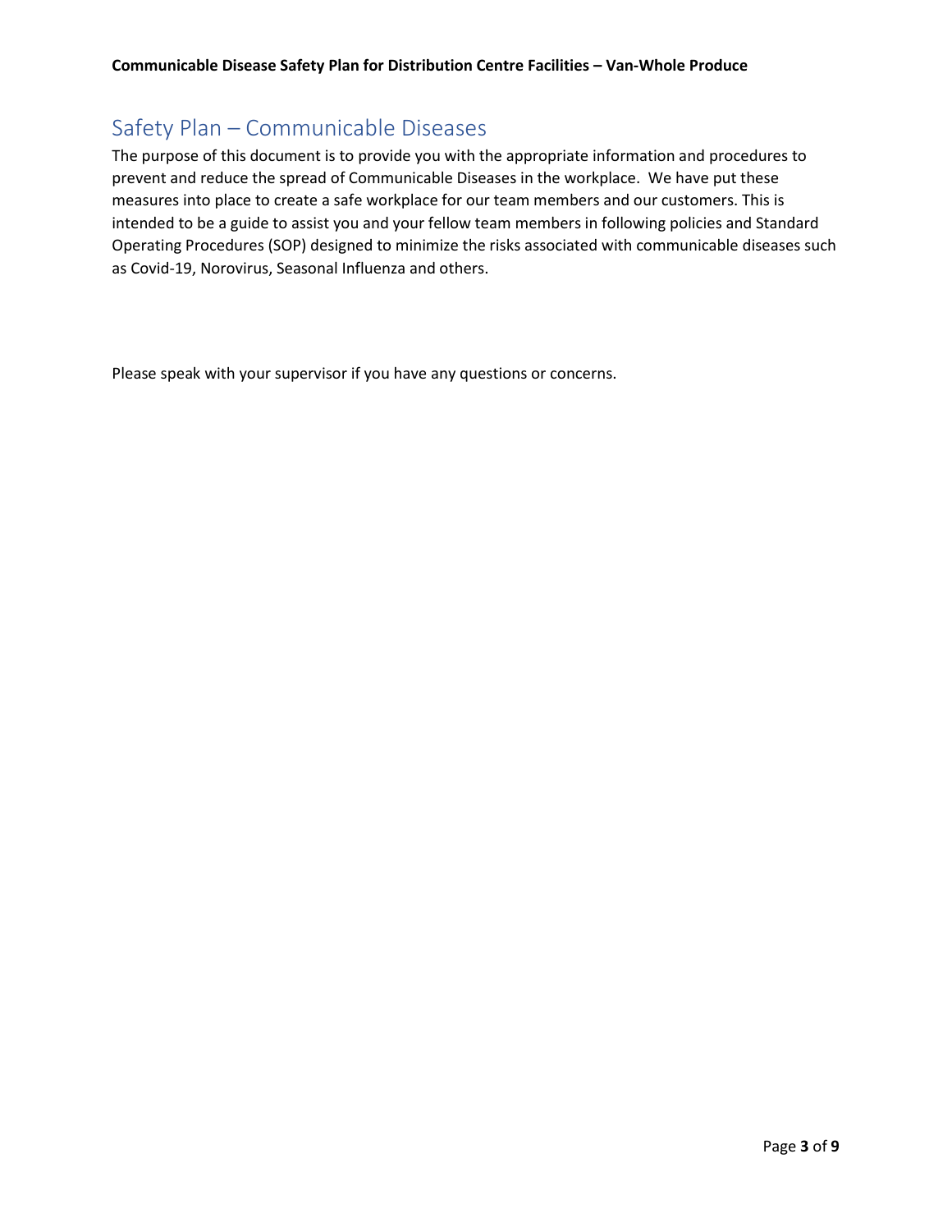## Safety Plan – Communicable Diseases

The purpose of this document is to provide you with the appropriate information and procedures to prevent and reduce the spread of Communicable Diseases in the workplace. We have put these measures into place to create a safe workplace for our team members and our customers. This is intended to be a guide to assist you and your fellow team members in following policies and Standard Operating Procedures (SOP) designed to minimize the risks associated with communicable diseases such as Covid-19, Norovirus, Seasonal Influenza and others.

Please speak with your supervisor if you have any questions or concerns.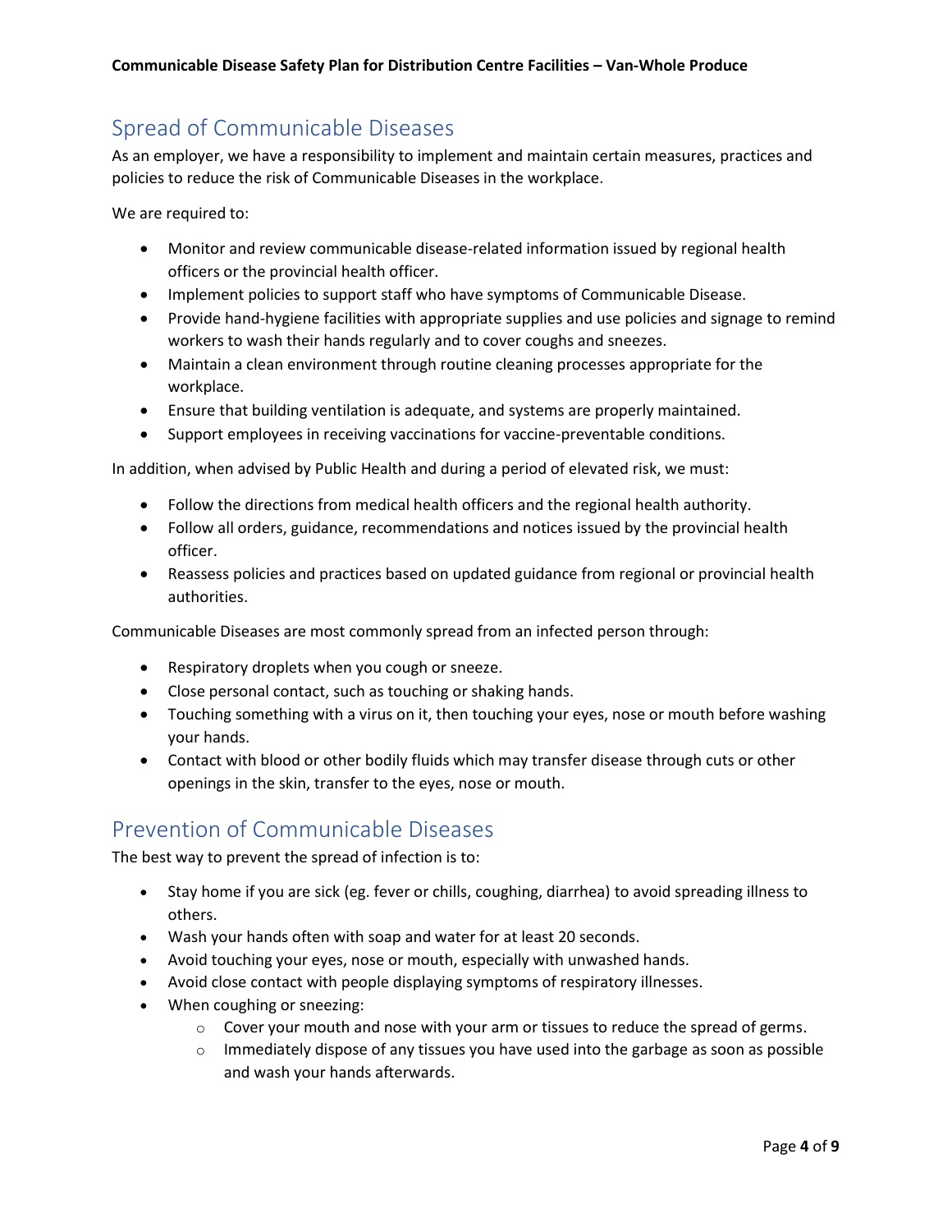## Spread of Communicable Diseases

As an employer, we have a responsibility to implement and maintain certain measures, practices and policies to reduce the risk of Communicable Diseases in the workplace.

We are required to:

- Monitor and review communicable disease-related information issued by regional health officers or the provincial health officer.
- Implement policies to support staff who have symptoms of Communicable Disease.
- Provide hand-hygiene facilities with appropriate supplies and use policies and signage to remind workers to wash their hands regularly and to cover coughs and sneezes.
- Maintain a clean environment through routine cleaning processes appropriate for the workplace.
- Ensure that building ventilation is adequate, and systems are properly maintained.
- Support employees in receiving vaccinations for vaccine-preventable conditions.

In addition, when advised by Public Health and during a period of elevated risk, we must:

- Follow the directions from medical health officers and the regional health authority.
- Follow all orders, guidance, recommendations and notices issued by the provincial health officer.
- Reassess policies and practices based on updated guidance from regional or provincial health authorities.

Communicable Diseases are most commonly spread from an infected person through:

- Respiratory droplets when you cough or sneeze.
- Close personal contact, such as touching or shaking hands.
- Touching something with a virus on it, then touching your eyes, nose or mouth before washing your hands.
- Contact with blood or other bodily fluids which may transfer disease through cuts or other openings in the skin, transfer to the eyes, nose or mouth.

## Prevention of Communicable Diseases

The best way to prevent the spread of infection is to:

- Stay home if you are sick (eg. fever or chills, coughing, diarrhea) to avoid spreading illness to others.
- Wash your hands often with soap and water for at least 20 seconds.
- Avoid touching your eyes, nose or mouth, especially with unwashed hands.
- Avoid close contact with people displaying symptoms of respiratory illnesses.
- When coughing or sneezing:
  - Cover your mouth and nose with your arm or tissues to reduce the spread of germs.
  - Immediately dispose of any tissues you have used into the garbage as soon as possible and wash your hands afterwards.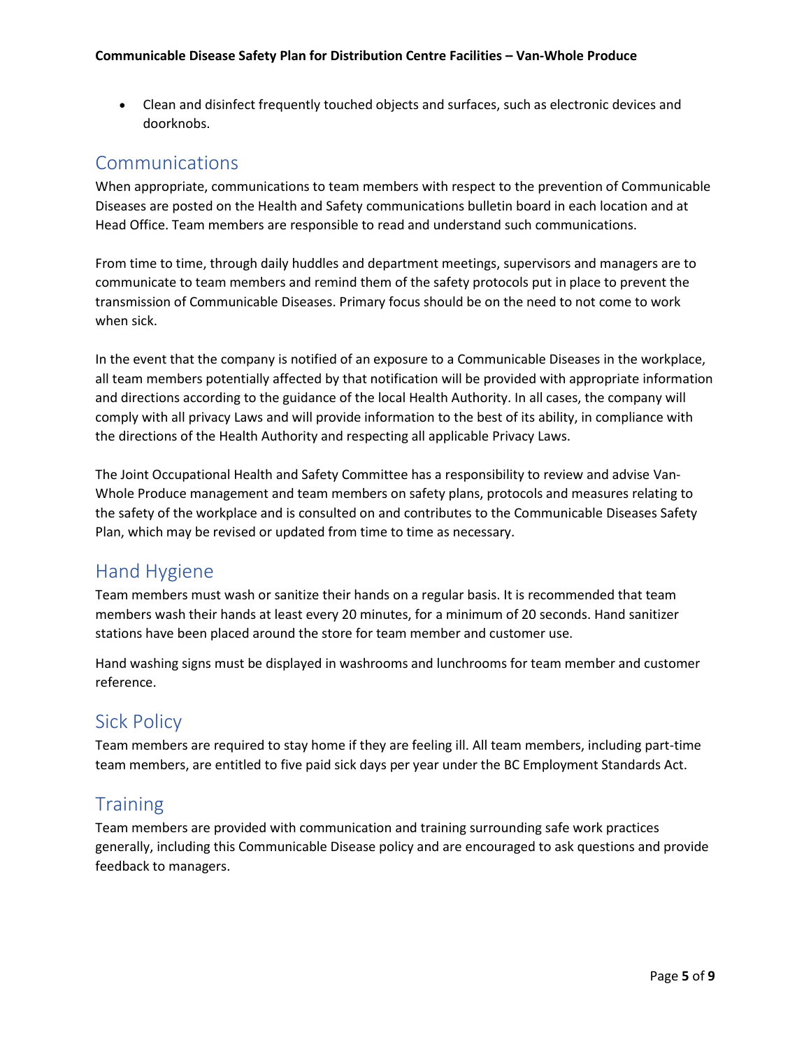- Clean and disinfect frequently touched objects and surfaces, such as electronic devices and doorknobs.

## Communications

When appropriate, communications to team members with respect to the prevention of Communicable Diseases are posted on the Health and Safety communications bulletin board in each location and at Head Office. Team members are responsible to read and understand such communications.

From time to time, through daily huddles and department meetings, supervisors and managers are to communicate to team members and remind them of the safety protocols put in place to prevent the transmission of Communicable Diseases. Primary focus should be on the need to not come to work when sick.

In the event that the company is notified of an exposure to a Communicable Diseases in the workplace, all team members potentially affected by that notification will be provided with appropriate information and directions according to the guidance of the local Health Authority. In all cases, the company will comply with all privacy Laws and will provide information to the best of its ability, in compliance with the directions of the Health Authority and respecting all applicable Privacy Laws.

The Joint Occupational Health and Safety Committee has a responsibility to review and advise Van-Whole Produce management and team members on safety plans, protocols and measures relating to the safety of the workplace and is consulted on and contributes to the Communicable Diseases Safety Plan, which may be revised or updated from time to time as necessary.

## Hand Hygiene

Team members must wash or sanitize their hands on a regular basis. It is recommended that team members wash their hands at least every 20 minutes, for a minimum of 20 seconds. Hand sanitizer stations have been placed around the store for team member and customer use.

Hand washing signs must be displayed in washrooms and lunchrooms for team member and customer reference.

## Sick Policy

Team members are required to stay home if they are feeling ill. All team members, including part-time team members, are entitled to five paid sick days per year under the BC Employment Standards Act.

## Training

Team members are provided with communication and training surrounding safe work practices generally, including this Communicable Disease policy and are encouraged to ask questions and provide feedback to managers.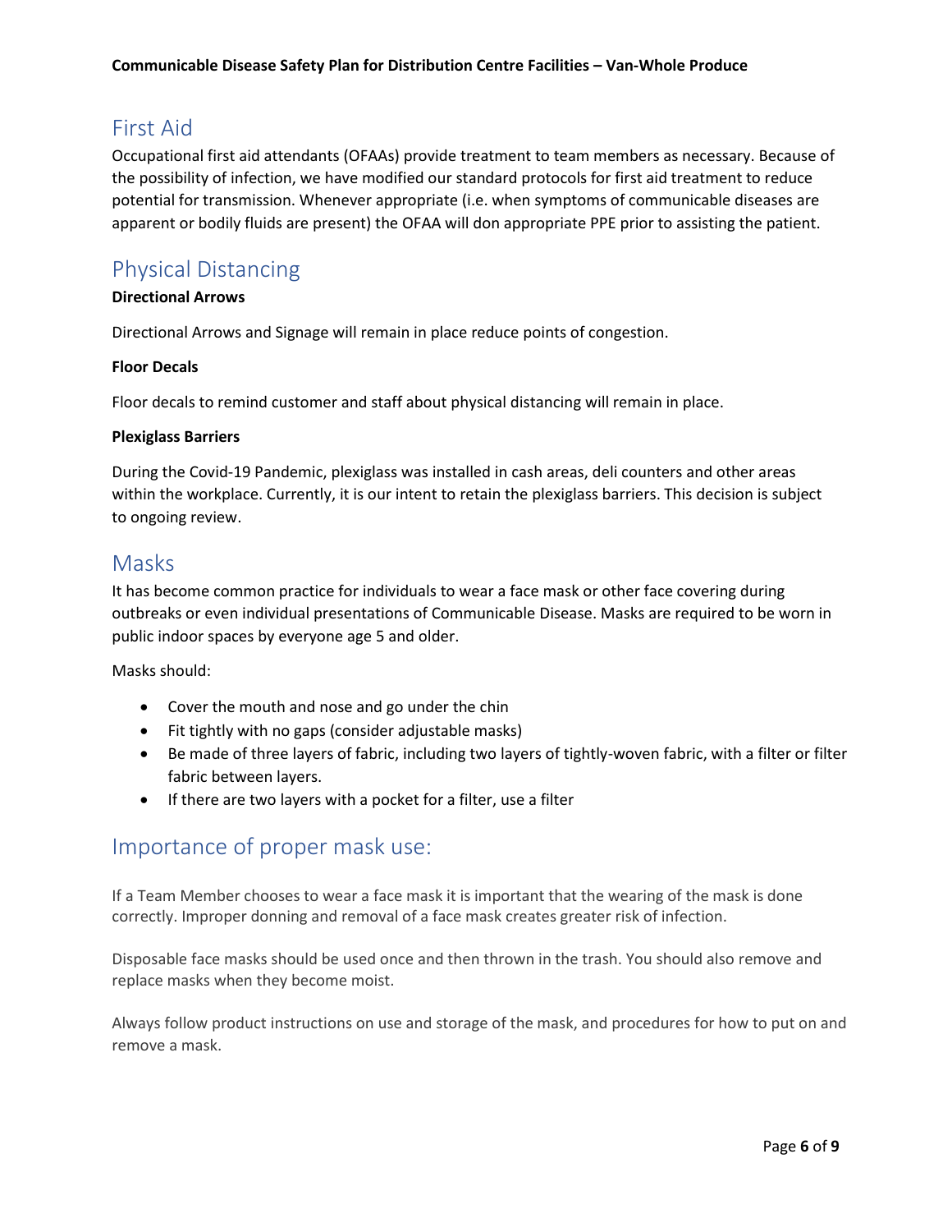## First Aid

Occupational first aid attendants (OFAAs) provide treatment to team members as necessary. Because of the possibility of infection, we have modified our standard protocols for first aid treatment to reduce potential for transmission. Whenever appropriate (i.e. when symptoms of communicable diseases are apparent or bodily fluids are present) the OFAA will don appropriate PPE prior to assisting the patient.

## Physical Distancing

**Directional Arrows**

Directional Arrows and Signage will remain in place reduce points of congestion.

**Floor Decals**

Floor decals to remind customer and staff about physical distancing will remain in place.

**Plexiglass Barriers**

During the Covid-19 Pandemic, plexiglass was installed in cash areas, deli counters and other areas within the workplace. Currently, it is our intent to retain the plexiglass barriers. This decision is subject to ongoing review.

## Masks

It has become common practice for individuals to wear a face mask or other face covering during outbreaks or even individual presentations of Communicable Disease. Masks are required to be worn in public indoor spaces by everyone age 5 and older.

Masks should:

- Cover the mouth and nose and go under the chin
- Fit tightly with no gaps (consider adjustable masks)
- Be made of three layers of fabric, including two layers of tightly-woven fabric, with a filter or filter fabric between layers.
- If there are two layers with a pocket for a filter, use a filter

## Importance of proper mask use:

If a Team Member chooses to wear a face mask it is important that the wearing of the mask is done correctly. Improper donning and removal of a face mask creates greater risk of infection.

Disposable face masks should be used once and then thrown in the trash. You should also remove and replace masks when they become moist.

Always follow product instructions on use and storage of the mask, and procedures for how to put on and remove a mask.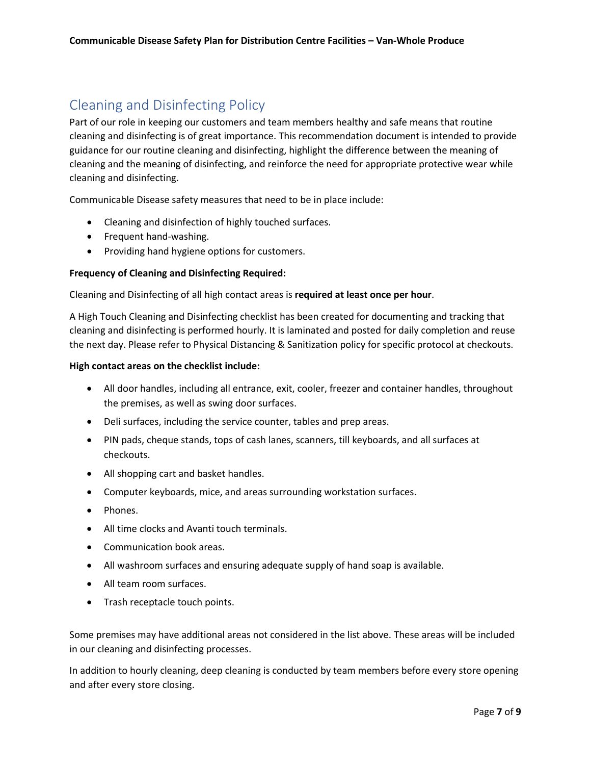## Cleaning and Disinfecting Policy

Part of our role in keeping our customers and team members healthy and safe means that routine cleaning and disinfecting is of great importance. This recommendation document is intended to provide guidance for our routine cleaning and disinfecting, highlight the difference between the meaning of cleaning and the meaning of disinfecting, and reinforce the need for appropriate protective wear while cleaning and disinfecting.

Communicable Disease safety measures that need to be in place include:

- Cleaning and disinfection of highly touched surfaces.
- Frequent hand-washing.
- Providing hand hygiene options for customers.

**Frequency of Cleaning and Disinfecting Required:**

Cleaning and Disinfecting of all high contact areas is **required at least once per hour**.

A High Touch Cleaning and Disinfecting checklist has been created for documenting and tracking that cleaning and disinfecting is performed hourly. It is laminated and posted for daily completion and reuse the next day. Please refer to Physical Distancing & Sanitization policy for specific protocol at checkouts.

**High contact areas on the checklist include:**

- All door handles, including all entrance, exit, cooler, freezer and container handles, throughout the premises, as well as swing door surfaces.
- Deli surfaces, including the service counter, tables and prep areas.
- PIN pads, cheque stands, tops of cash lanes, scanners, till keyboards, and all surfaces at checkouts.
- All shopping cart and basket handles.
- Computer keyboards, mice, and areas surrounding workstation surfaces.
- Phones.
- All time clocks and Avanti touch terminals.
- Communication book areas.
- All washroom surfaces and ensuring adequate supply of hand soap is available.
- All team room surfaces.
- Trash receptacle touch points.

Some premises may have additional areas not considered in the list above. These areas will be included in our cleaning and disinfecting processes.

In addition to hourly cleaning, deep cleaning is conducted by team members before every store opening and after every store closing.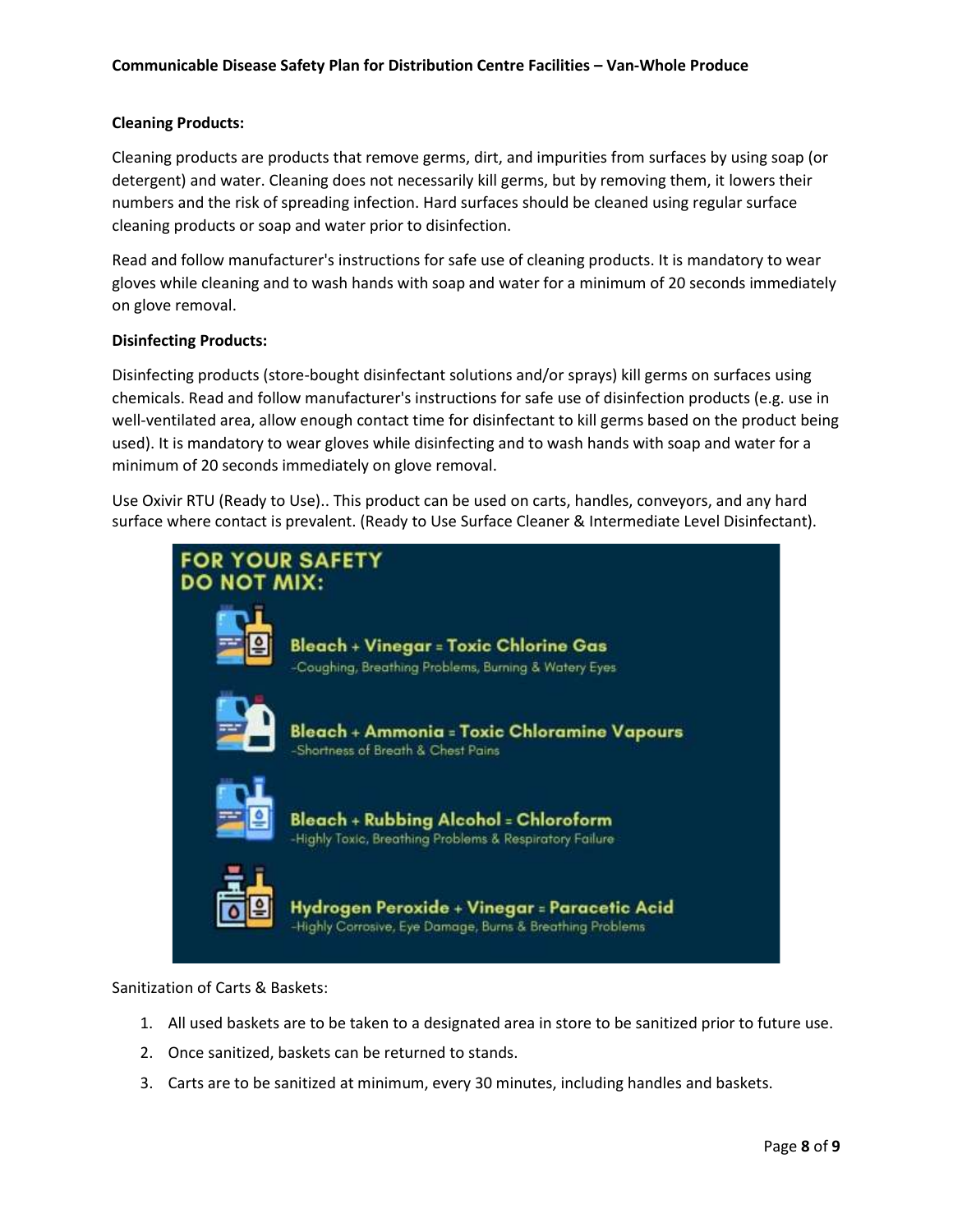**Cleaning Products:**

Cleaning products are products that remove germs, dirt, and impurities from surfaces by using soap (or detergent) and water. Cleaning does not necessarily kill germs, but by removing them, it lowers their numbers and the risk of spreading infection. Hard surfaces should be cleaned using regular surface cleaning products or soap and water prior to disinfection.

Read and follow manufacturer's instructions for safe use of cleaning products. It is mandatory to wear gloves while cleaning and to wash hands with soap and water for a minimum of 20 seconds immediately on glove removal.

**Disinfecting Products:**

Disinfecting products (store-bought disinfectant solutions and/or sprays) kill germs on surfaces using chemicals. Read and follow manufacturer's instructions for safe use of disinfection products (e.g. use in well-ventilated area, allow enough contact time for disinfectant to kill germs based on the product being used). It is mandatory to wear gloves while disinfecting and to wash hands with soap and water for a minimum of 20 seconds immediately on glove removal.

Use Oxivir RTU (Ready to Use).. This product can be used on carts, handles, conveyors, and any hard surface where contact is prevalent. (Ready to Use Surface Cleaner & Intermediate Level Disinfectant).

**FOR YOUR SAFETY DO NOT MIX:**

**Bleach + Vinegar = Toxic Chlorine Gas**
-Coughing, Breathing Problems, Burning & Watery Eyes

**Bleach + Ammonia = Toxic Chloramine Vapours**
-Shortness of Breath & Chest Pains

**Bleach + Rubbing Alcohol = Chloroform**
-Highly Toxic, Breathing Problems & Respiratory Failure

**Hydrogen Peroxide + Vinegar = Paracetic Acid**
-Highly Corrosive, Eye Damage, Burns & Breathing Problems

Sanitization of Carts & Baskets:

1. All used baskets are to be taken to a designated area in store to be sanitized prior to future use.
2. Once sanitized, baskets can be returned to stands.
3. Carts are to be sanitized at minimum, every 30 minutes, including handles and baskets.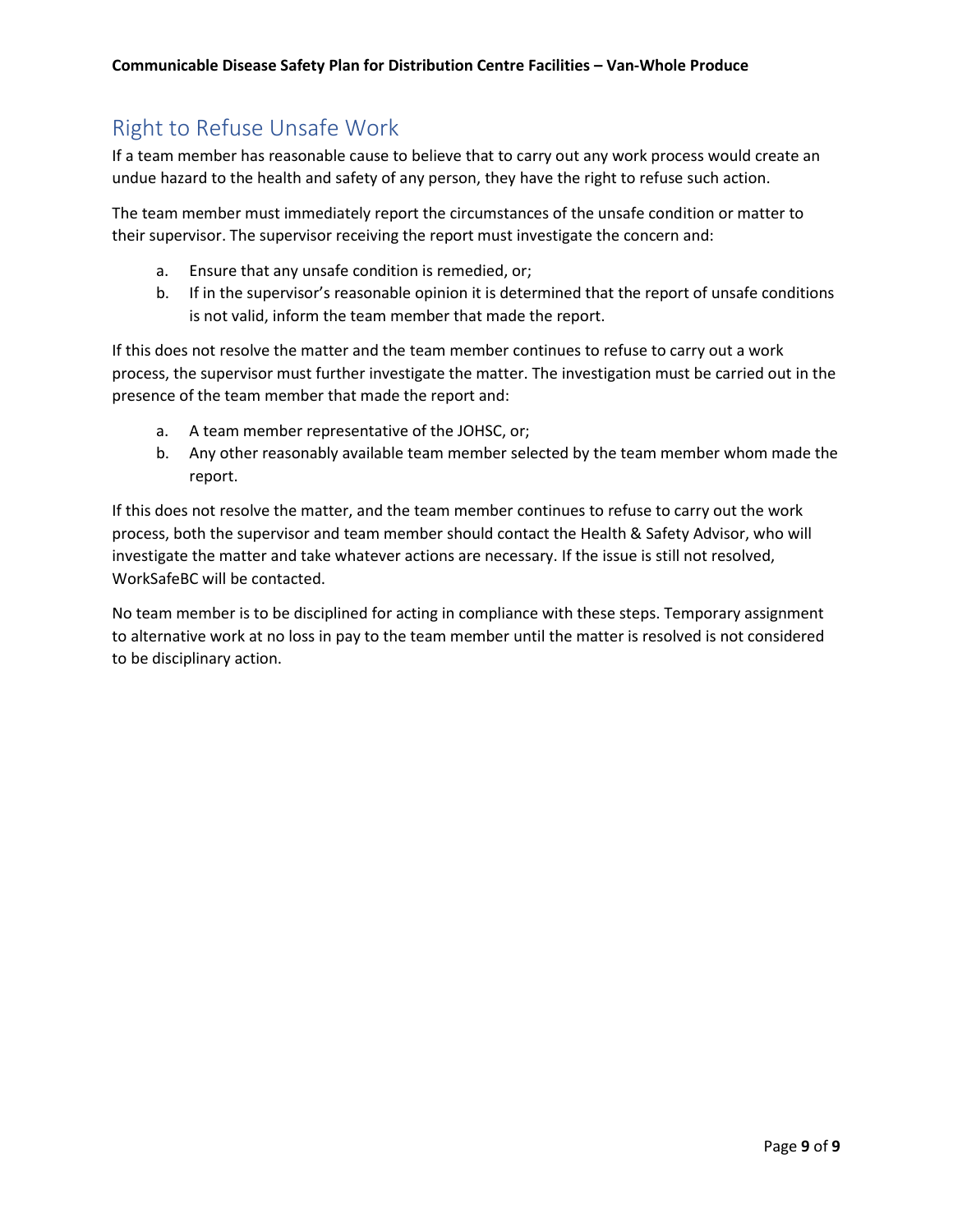## Right to Refuse Unsafe Work

If a team member has reasonable cause to believe that to carry out any work process would create an undue hazard to the health and safety of any person, they have the right to refuse such action.

The team member must immediately report the circumstances of the unsafe condition or matter to their supervisor. The supervisor receiving the report must investigate the concern and:

a. Ensure that any unsafe condition is remedied, or;
b. If in the supervisor's reasonable opinion it is determined that the report of unsafe conditions is not valid, inform the team member that made the report.

If this does not resolve the matter and the team member continues to refuse to carry out a work process, the supervisor must further investigate the matter. The investigation must be carried out in the presence of the team member that made the report and:

a. A team member representative of the JOHSC, or;
b. Any other reasonably available team member selected by the team member whom made the report.

If this does not resolve the matter, and the team member continues to refuse to carry out the work process, both the supervisor and team member should contact the Health & Safety Advisor, who will investigate the matter and take whatever actions are necessary. If the issue is still not resolved, WorkSafeBC will be contacted.

No team member is to be disciplined for acting in compliance with these steps. Temporary assignment to alternative work at no loss in pay to the team member until the matter is resolved is not considered to be disciplinary action.